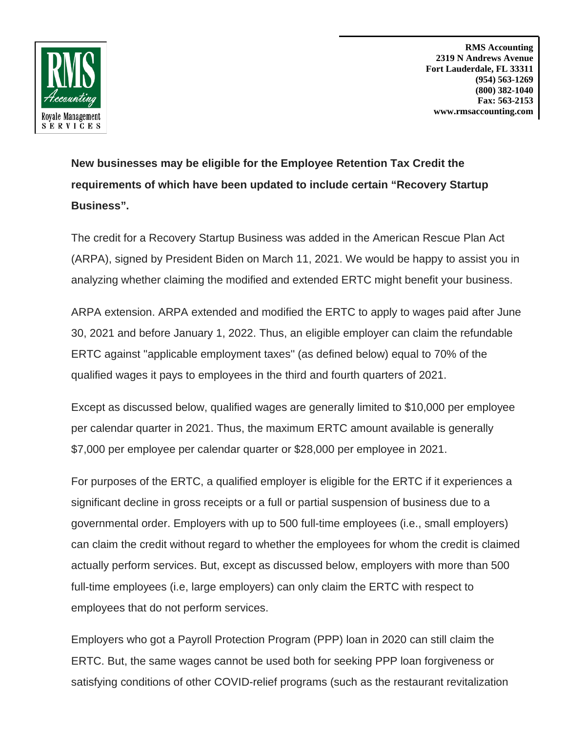RMS Accounting
Royale Management Services

**RMS Accounting**
**2319 N Andrews Avenue**
**Fort Lauderdale, FL 33311**
**(954) 563-1269**
**(800) 382-1040**
**Fax: 563-2153**
**www.rmsaccounting.com**

**New businesses may be eligible for the Employee Retention Tax Credit the requirements of which have been updated to include certain "Recovery Startup Business".**

The credit for a Recovery Startup Business was added in the American Rescue Plan Act (ARPA), signed by President Biden on March 11, 2021. We would be happy to assist you in analyzing whether claiming the modified and extended ERTC might benefit your business.

ARPA extension. ARPA extended and modified the ERTC to apply to wages paid after June 30, 2021 and before January 1, 2022. Thus, an eligible employer can claim the refundable ERTC against "applicable employment taxes" (as defined below) equal to 70% of the qualified wages it pays to employees in the third and fourth quarters of 2021.

Except as discussed below, qualified wages are generally limited to $10,000 per employee per calendar quarter in 2021. Thus, the maximum ERTC amount available is generally $7,000 per employee per calendar quarter or $28,000 per employee in 2021.

For purposes of the ERTC, a qualified employer is eligible for the ERTC if it experiences a significant decline in gross receipts or a full or partial suspension of business due to a governmental order. Employers with up to 500 full-time employees (i.e., small employers) can claim the credit without regard to whether the employees for whom the credit is claimed actually perform services. But, except as discussed below, employers with more than 500 full-time employees (i.e, large employers) can only claim the ERTC with respect to employees that do not perform services.

Employers who got a Payroll Protection Program (PPP) loan in 2020 can still claim the ERTC. But, the same wages cannot be used both for seeking PPP loan forgiveness or satisfying conditions of other COVID-relief programs (such as the restaurant revitalization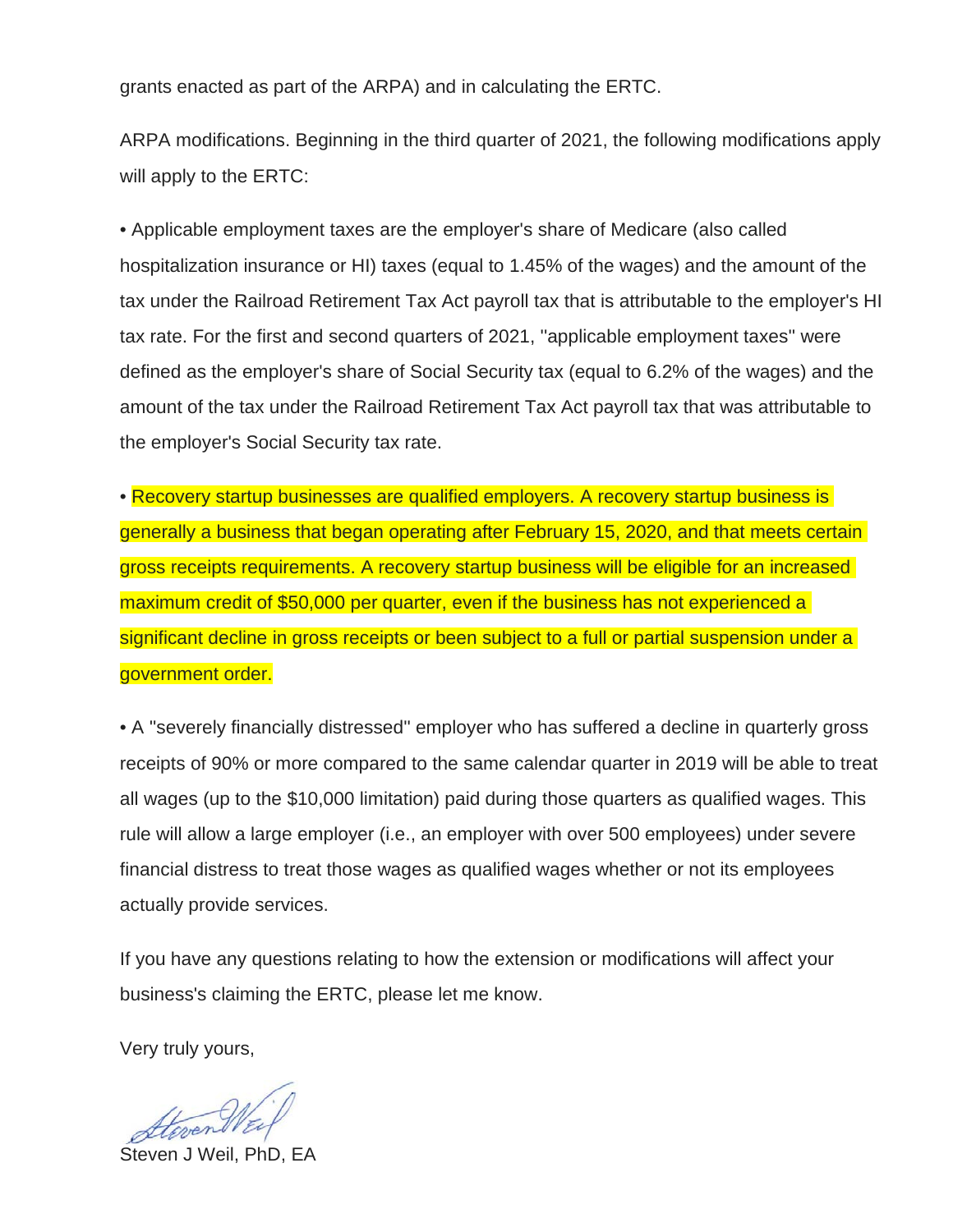grants enacted as part of the ARPA) and in calculating the ERTC.

ARPA modifications. Beginning in the third quarter of 2021, the following modifications apply will apply to the ERTC:

- Applicable employment taxes are the employer's share of Medicare (also called hospitalization insurance or HI) taxes (equal to 1.45% of the wages) and the amount of the tax under the Railroad Retirement Tax Act payroll tax that is attributable to the employer's HI tax rate. For the first and second quarters of 2021, "applicable employment taxes" were defined as the employer's share of Social Security tax (equal to 6.2% of the wages) and the amount of the tax under the Railroad Retirement Tax Act payroll tax that was attributable to the employer's Social Security tax rate.

- Recovery startup businesses are qualified employers. A recovery startup business is generally a business that began operating after February 15, 2020, and that meets certain gross receipts requirements. A recovery startup business will be eligible for an increased maximum credit of $50,000 per quarter, even if the business has not experienced a significant decline in gross receipts or been subject to a full or partial suspension under a government order.

- A "severely financially distressed" employer who has suffered a decline in quarterly gross receipts of 90% or more compared to the same calendar quarter in 2019 will be able to treat all wages (up to the $10,000 limitation) paid during those quarters as qualified wages. This rule will allow a large employer (i.e., an employer with over 500 employees) under severe financial distress to treat those wages as qualified wages whether or not its employees actually provide services.

If you have any questions relating to how the extension or modifications will affect your business's claiming the ERTC, please let me know.

Very truly yours,

Steven J Weil, PhD, EA